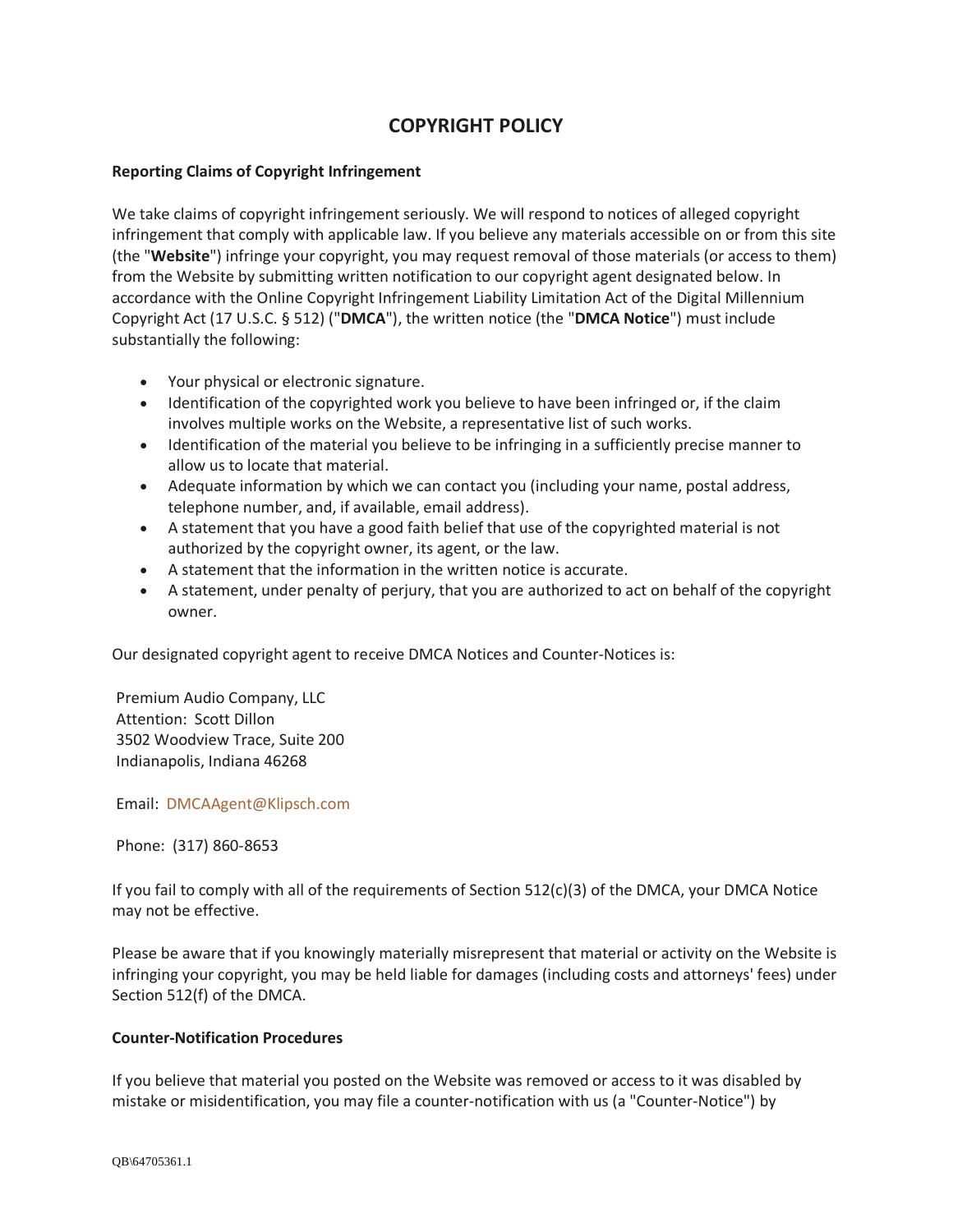# COPYRIGHT POLICY

**Reporting Claims of Copyright Infringement**

We take claims of copyright infringement seriously. We will respond to notices of alleged copyright infringement that comply with applicable law. If you believe any materials accessible on or from this site (the "**Website**") infringe your copyright, you may request removal of those materials (or access to them) from the Website by submitting written notification to our copyright agent designated below. In accordance with the Online Copyright Infringement Liability Limitation Act of the Digital Millennium Copyright Act (17 U.S.C. § 512) ("**DMCA**"), the written notice (the "**DMCA Notice**") must include substantially the following:

- Your physical or electronic signature.
- Identification of the copyrighted work you believe to have been infringed or, if the claim involves multiple works on the Website, a representative list of such works.
- Identification of the material you believe to be infringing in a sufficiently precise manner to allow us to locate that material.
- Adequate information by which we can contact you (including your name, postal address, telephone number, and, if available, email address).
- A statement that you have a good faith belief that use of the copyrighted material is not authorized by the copyright owner, its agent, or the law.
- A statement that the information in the written notice is accurate.
- A statement, under penalty of perjury, that you are authorized to act on behalf of the copyright owner.

Our designated copyright agent to receive DMCA Notices and Counter-Notices is:

Premium Audio Company, LLC
Attention: Scott Dillon
3502 Woodview Trace, Suite 200
Indianapolis, Indiana 46268

Email: DMCAAgent@Klipsch.com

Phone: (317) 860-8653

If you fail to comply with all of the requirements of Section 512(c)(3) of the DMCA, your DMCA Notice may not be effective.

Please be aware that if you knowingly materially misrepresent that material or activity on the Website is infringing your copyright, you may be held liable for damages (including costs and attorneys' fees) under Section 512(f) of the DMCA.

**Counter-Notification Procedures**

If you believe that material you posted on the Website was removed or access to it was disabled by mistake or misidentification, you may file a counter-notification with us (a "Counter-Notice") by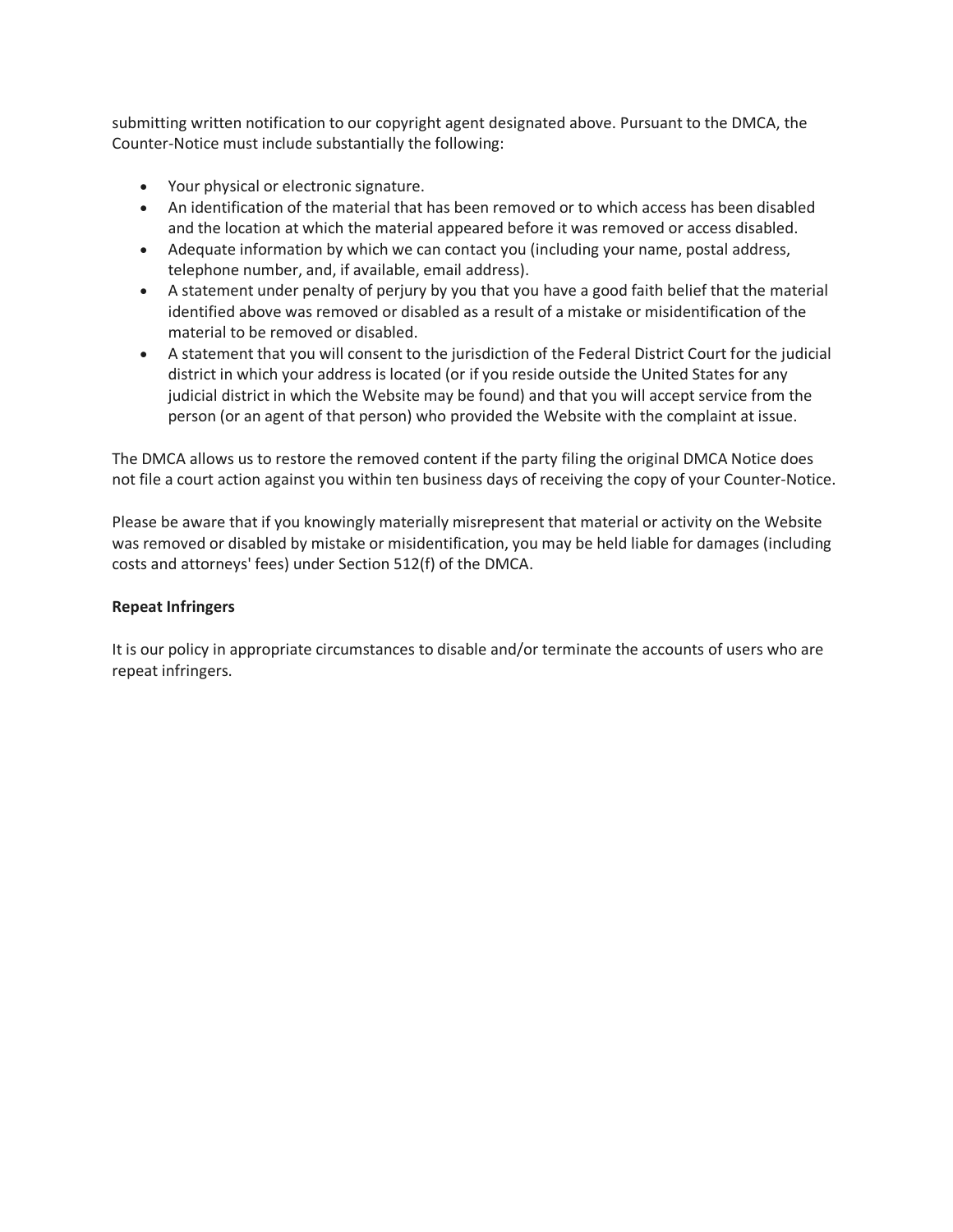submitting written notification to our copyright agent designated above. Pursuant to the DMCA, the Counter-Notice must include substantially the following:

- Your physical or electronic signature.
- An identification of the material that has been removed or to which access has been disabled and the location at which the material appeared before it was removed or access disabled.
- Adequate information by which we can contact you (including your name, postal address, telephone number, and, if available, email address).
- A statement under penalty of perjury by you that you have a good faith belief that the material identified above was removed or disabled as a result of a mistake or misidentification of the material to be removed or disabled.
- A statement that you will consent to the jurisdiction of the Federal District Court for the judicial district in which your address is located (or if you reside outside the United States for any judicial district in which the Website may be found) and that you will accept service from the person (or an agent of that person) who provided the Website with the complaint at issue.

The DMCA allows us to restore the removed content if the party filing the original DMCA Notice does not file a court action against you within ten business days of receiving the copy of your Counter-Notice.

Please be aware that if you knowingly materially misrepresent that material or activity on the Website was removed or disabled by mistake or misidentification, you may be held liable for damages (including costs and attorneys' fees) under Section 512(f) of the DMCA.

**Repeat Infringers**

It is our policy in appropriate circumstances to disable and/or terminate the accounts of users who are repeat infringers.